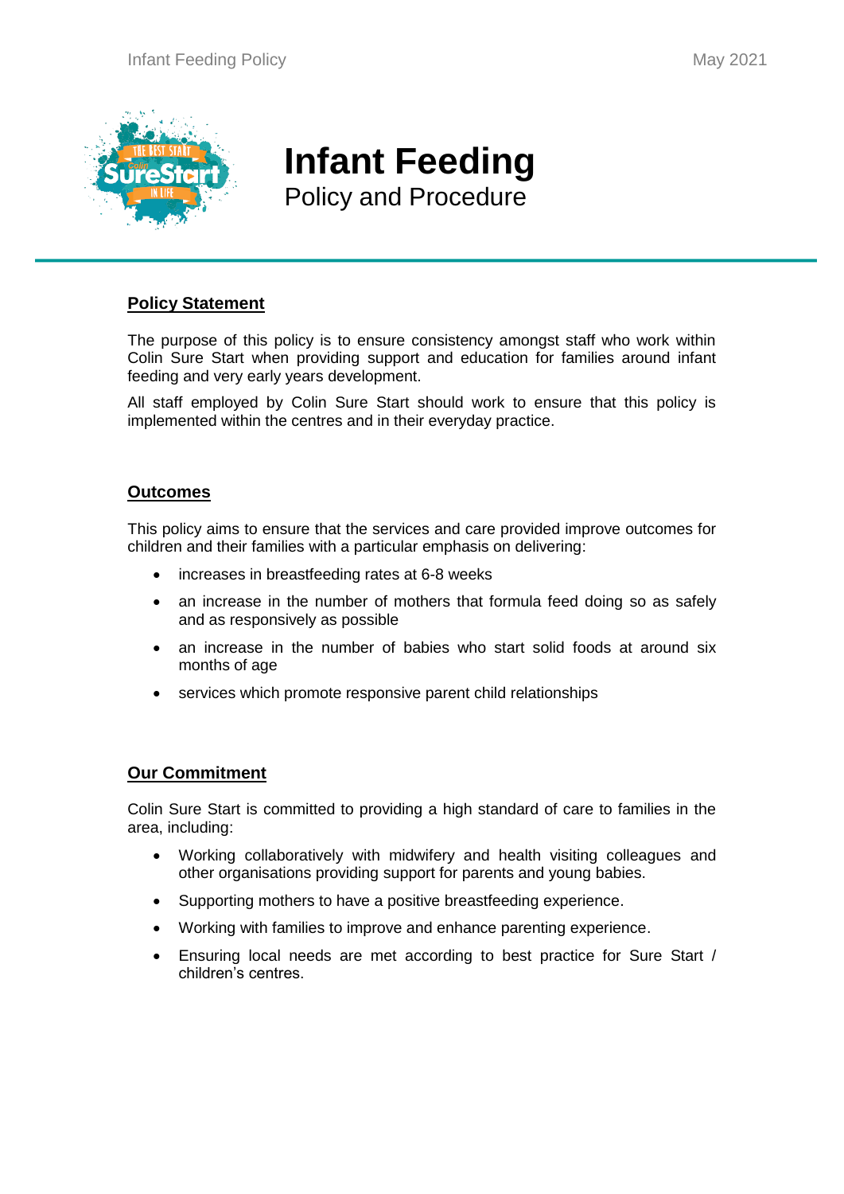# Infant Feeding

Policy and Procedure

## Policy Statement

The purpose of this policy is to ensure consistency amongst staff who work within Colin Sure Start when providing support and education for families around infant feeding and very early years development.

All staff employed by Colin Sure Start should work to ensure that this policy is implemented within the centres and in their everyday practice.

## Outcomes

This policy aims to ensure that the services and care provided improve outcomes for children and their families with a particular emphasis on delivering:

- increases in breastfeeding rates at 6-8 weeks
- an increase in the number of mothers that formula feed doing so as safely and as responsively as possible
- an increase in the number of babies who start solid foods at around six months of age
- services which promote responsive parent child relationships

## Our Commitment

Colin Sure Start is committed to providing a high standard of care to families in the area, including:

- Working collaboratively with midwifery and health visiting colleagues and other organisations providing support for parents and young babies.
- Supporting mothers to have a positive breastfeeding experience.
- Working with families to improve and enhance parenting experience.
- Ensuring local needs are met according to best practice for Sure Start / children's centres.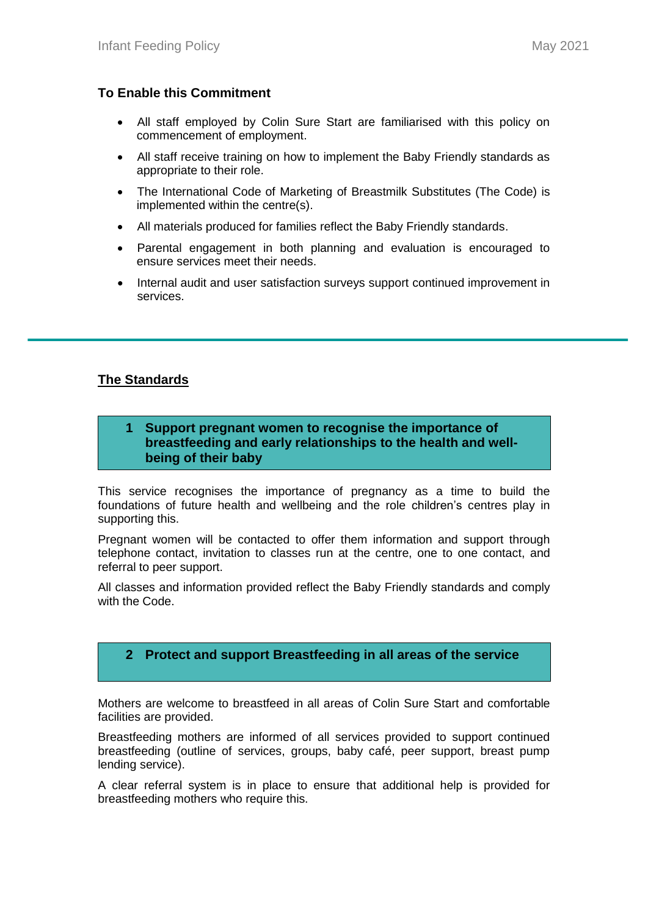### To Enable this Commitment

- All staff employed by Colin Sure Start are familiarised with this policy on commencement of employment.
- All staff receive training on how to implement the Baby Friendly standards as appropriate to their role.
- The International Code of Marketing of Breastmilk Substitutes (The Code) is implemented within the centre(s).
- All materials produced for families reflect the Baby Friendly standards.
- Parental engagement in both planning and evaluation is encouraged to ensure services meet their needs.
- Internal audit and user satisfaction surveys support continued improvement in services.

---

## The Standards

### 1 Support pregnant women to recognise the importance of breastfeeding and early relationships to the health and well-being of their baby

This service recognises the importance of pregnancy as a time to build the foundations of future health and wellbeing and the role children's centres play in supporting this.

Pregnant women will be contacted to offer them information and support through telephone contact, invitation to classes run at the centre, one to one contact, and referral to peer support.

All classes and information provided reflect the Baby Friendly standards and comply with the Code.

### 2 Protect and support Breastfeeding in all areas of the service

Mothers are welcome to breastfeed in all areas of Colin Sure Start and comfortable facilities are provided.

Breastfeeding mothers are informed of all services provided to support continued breastfeeding (outline of services, groups, baby café, peer support, breast pump lending service).

A clear referral system is in place to ensure that additional help is provided for breastfeeding mothers who require this.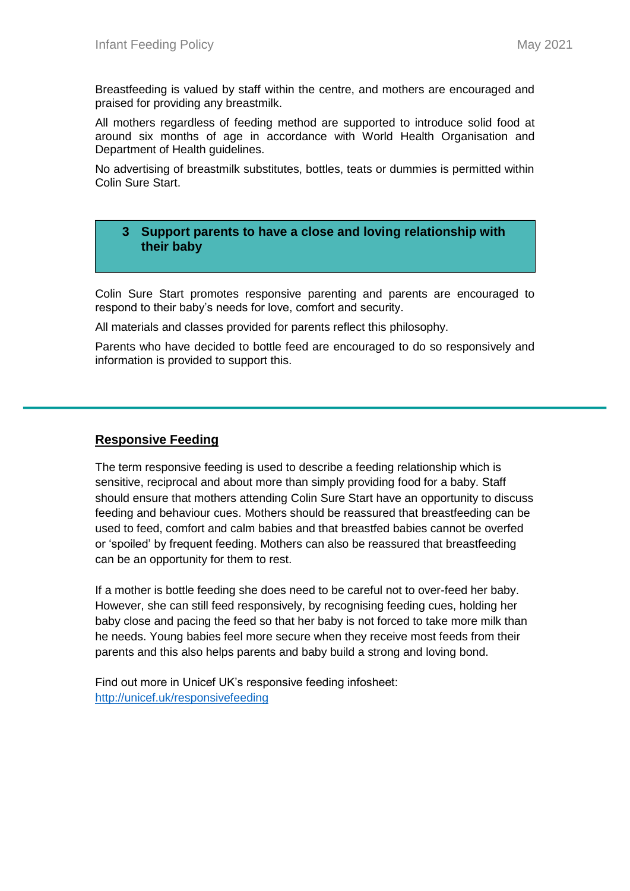Breastfeeding is valued by staff within the centre, and mothers are encouraged and praised for providing any breastmilk.

All mothers regardless of feeding method are supported to introduce solid food at around six months of age in accordance with World Health Organisation and Department of Health guidelines.

No advertising of breastmilk substitutes, bottles, teats or dummies is permitted within Colin Sure Start.

## 3 Support parents to have a close and loving relationship with their baby

Colin Sure Start promotes responsive parenting and parents are encouraged to respond to their baby's needs for love, comfort and security.

All materials and classes provided for parents reflect this philosophy.

Parents who have decided to bottle feed are encouraged to do so responsively and information is provided to support this.

---

### Responsive Feeding

The term responsive feeding is used to describe a feeding relationship which is sensitive, reciprocal and about more than simply providing food for a baby. Staff should ensure that mothers attending Colin Sure Start have an opportunity to discuss feeding and behaviour cues. Mothers should be reassured that breastfeeding can be used to feed, comfort and calm babies and that breastfed babies cannot be overfed or 'spoiled' by frequent feeding. Mothers can also be reassured that breastfeeding can be an opportunity for them to rest.

If a mother is bottle feeding she does need to be careful not to over-feed her baby. However, she can still feed responsively, by recognising feeding cues, holding her baby close and pacing the feed so that her baby is not forced to take more milk than he needs. Young babies feel more secure when they receive most feeds from their parents and this also helps parents and baby build a strong and loving bond.

Find out more in Unicef UK's responsive feeding infosheet:
[http://unicef.uk/responsivefeeding](http://unicef.uk/responsivefeeding)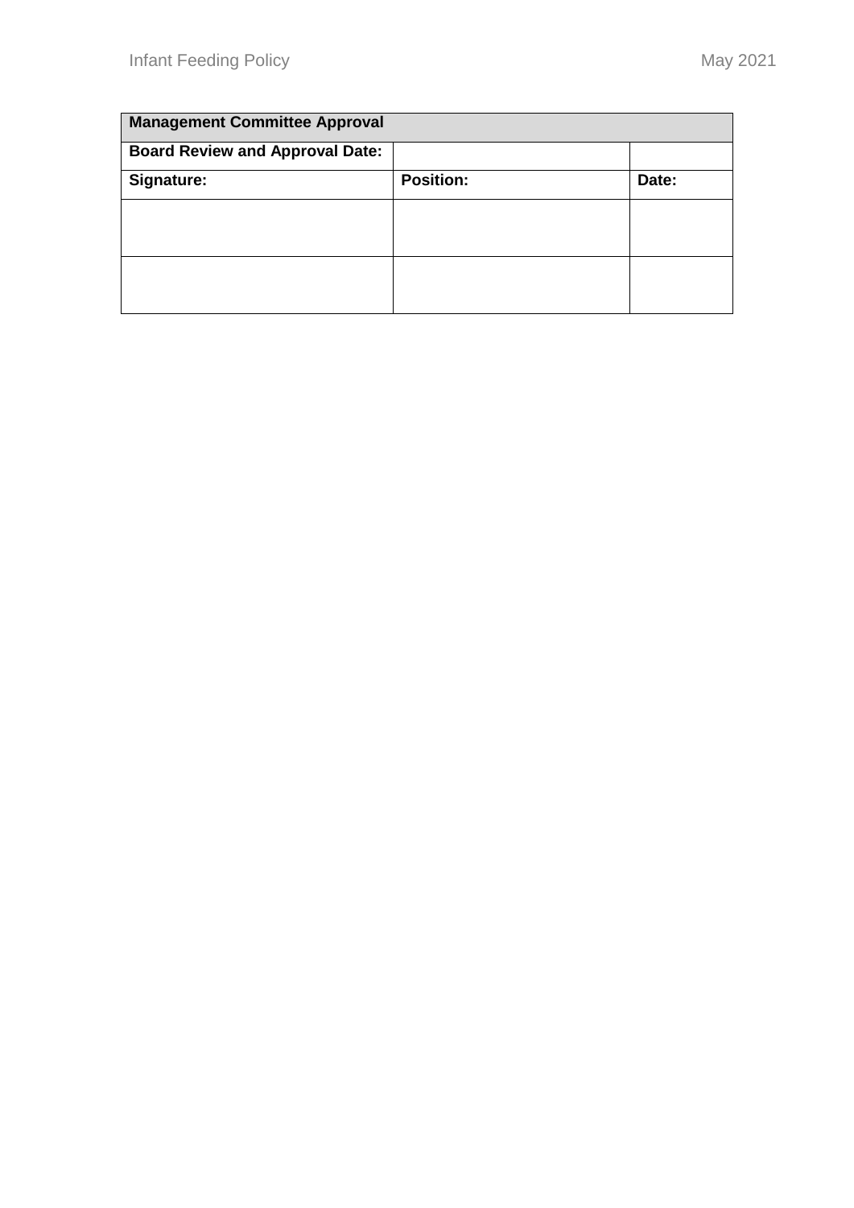| Management Committee Approval | | |
|---|---|---|
| **Board Review and Approval Date:** | | |
| **Signature:** | **Position:** | **Date:** |
| | | |
| | | |